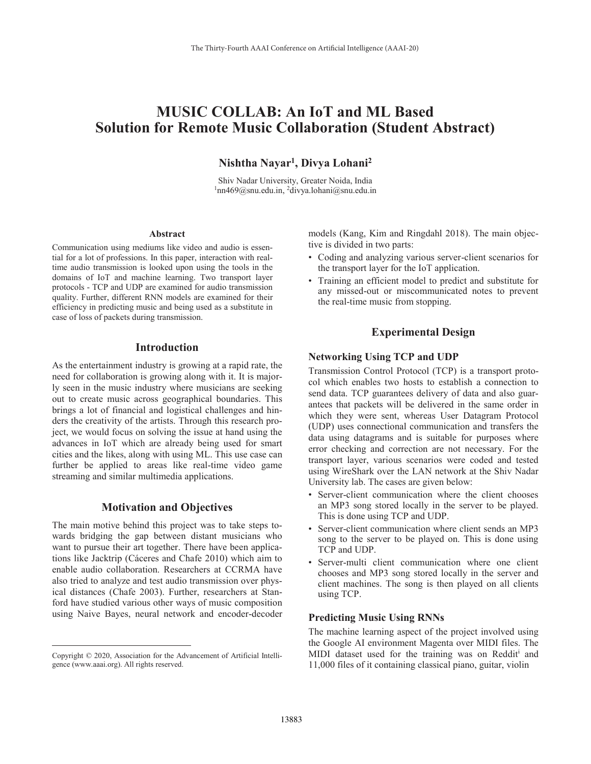# MUSIC COLLAB: An IoT and ML Based Solution for Remote Music Collaboration (Student Abstract)

**Nishtha Nayar[1], Divya Lohani[2]**

Shiv Nadar University, Greater Noida, India
[1]nn469@snu.edu.in, [2]divya.lohani@snu.edu.in

## Abstract

Communication using mediums like video and audio is essential for a lot of professions. In this paper, interaction with real-time audio transmission is looked upon using the tools in the domains of IoT and machine learning. Two transport layer protocols - TCP and UDP are examined for audio transmission quality. Further, different RNN models are examined for their efficiency in predicting music and being used as a substitute in case of loss of packets during transmission.

## Introduction

As the entertainment industry is growing at a rapid rate, the need for collaboration is growing along with it. It is majorly seen in the music industry where musicians are seeking out to create music across geographical boundaries. This brings a lot of financial and logistical challenges and hinders the creativity of the artists. Through this research project, we would focus on solving the issue at hand using the advances in IoT which are already being used for smart cities and the likes, along with using ML. This use case can further be applied to areas like real-time video game streaming and similar multimedia applications.

## Motivation and Objectives

The main motive behind this project was to take steps towards bridging the gap between distant musicians who want to pursue their art together. There have been applications like Jacktrip (Cáceres and Chafe 2010) which aim to enable audio collaboration. Researchers at CCRMA have also tried to analyze and test audio transmission over physical distances (Chafe 2003). Further, researchers at Stanford have studied various other ways of music composition using Naive Bayes, neural network and encoder-decoder models (Kang, Kim and Ringdahl 2018). The main objective is divided in two parts:

- Coding and analyzing various server-client scenarios for the transport layer for the IoT application.
- Training an efficient model to predict and substitute for any missed-out or miscommunicated notes to prevent the real-time music from stopping.

## Experimental Design

### Networking Using TCP and UDP

Transmission Control Protocol (TCP) is a transport protocol which enables two hosts to establish a connection to send data. TCP guarantees delivery of data and also guarantees that packets will be delivered in the same order in which they were sent, whereas User Datagram Protocol (UDP) uses connectional communication and transfers the data using datagrams and is suitable for purposes where error checking and correction are not necessary. For the transport layer, various scenarios were coded and tested using WireShark over the LAN network at the Shiv Nadar University lab. The cases are given below:

- Server-client communication where the client chooses an MP3 song stored locally in the server to be played. This is done using TCP and UDP.
- Server-client communication where client sends an MP3 song to the server to be played on. This is done using TCP and UDP.
- Server-multi client communication where one client chooses and MP3 song stored locally in the server and client machines. The song is then played on all clients using TCP.

### Predicting Music Using RNNs

The machine learning aspect of the project involved using the Google AI environment Magenta over MIDI files. The MIDI dataset used for the training was on Reddit[i] and 11,000 files of it containing classical piano, guitar, violin

---

Copyright © 2020, Association for the Advancement of Artificial Intelligence (www.aaai.org). All rights reserved.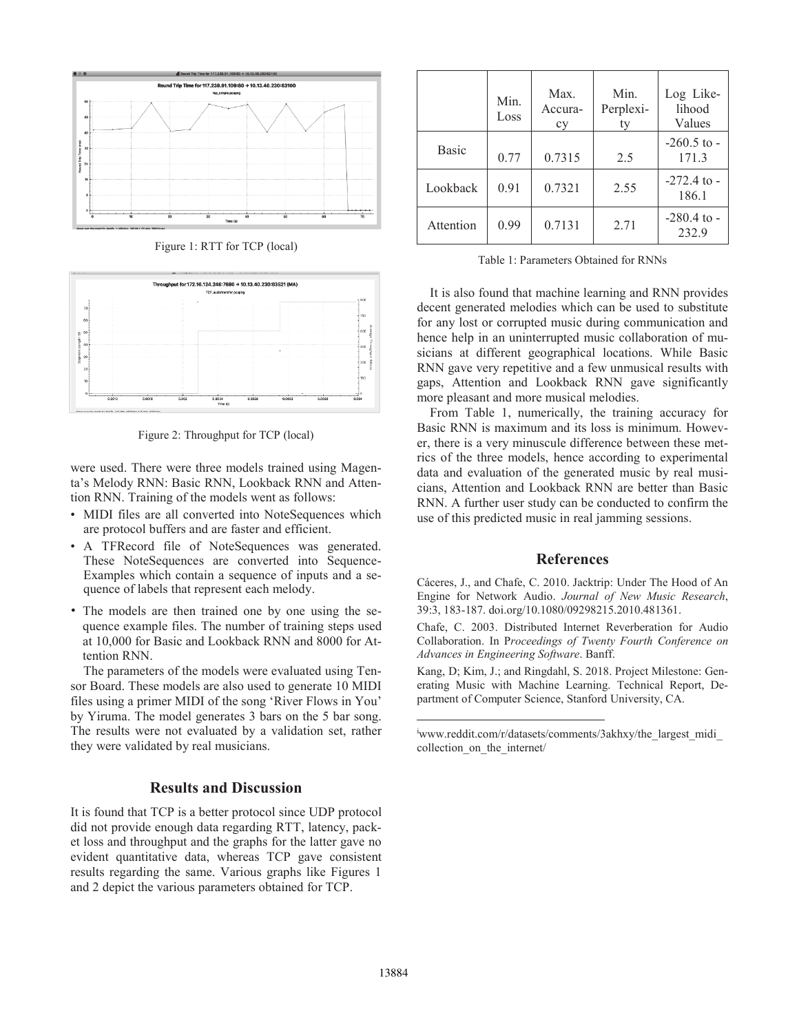Round Trip Time for 117.239.91.109:80 → 10.13.40.230:63100

Figure 1: RTT for TCP (local)

Throughput for 172.16.124.246:7680 → 10.13.40.230:63521 (MA)

Figure 2: Throughput for TCP (local)

were used. There were three models trained using Magenta's Melody RNN: Basic RNN, Lookback RNN and Attention RNN. Training of the models went as follows:

- MIDI files are all converted into NoteSequences which are protocol buffers and are faster and efficient.
- A TFRecord file of NoteSequences was generated. These NoteSequences are converted into SequenceExamples which contain a sequence of inputs and a sequence of labels that represent each melody.
- The models are then trained one by one using the sequence example files. The number of training steps used at 10,000 for Basic and Lookback RNN and 8000 for Attention RNN.

The parameters of the models were evaluated using Tensor Board. These models are also used to generate 10 MIDI files using a primer MIDI of the song 'River Flows in You' by Yiruma. The model generates 3 bars on the 5 bar song. The results were not evaluated by a validation set, rather they were validated by real musicians.

## Results and Discussion

It is found that TCP is a better protocol since UDP protocol did not provide enough data regarding RTT, latency, packet loss and throughput and the graphs for the latter gave no evident quantitative data, whereas TCP gave consistent results regarding the same. Various graphs like Figures 1 and 2 depict the various parameters obtained for TCP.

| | Min. Loss | Max. Accuracy | Min. Perplexity | Log Likelihood Values |
|---|---|---|---|---|
| Basic | 0.77 | 0.7315 | 2.5 | -260.5 to -171.3 |
| Lookback | 0.91 | 0.7321 | 2.55 | -272.4 to -186.1 |
| Attention | 0.99 | 0.7131 | 2.71 | -280.4 to -232.9 |

Table 1: Parameters Obtained for RNNs

It is also found that machine learning and RNN provides decent generated melodies which can be used to substitute for any lost or corrupted music during communication and hence help in an uninterrupted music collaboration of musicians at different geographical locations. While Basic RNN gave very repetitive and a few unmusical results with gaps, Attention and Lookback RNN gave significantly more pleasant and more musical melodies.

From Table 1, numerically, the training accuracy for Basic RNN is maximum and its loss is minimum. However, there is a very minuscule difference between these metrics of the three models, hence according to experimental data and evaluation of the generated music by real musicians, Attention and Lookback RNN are better than Basic RNN. A further user study can be conducted to confirm the use of this predicted music in real jamming sessions.

## References

Cáceres, J., and Chafe, C. 2010. Jacktrip: Under The Hood of An Engine for Network Audio. *Journal of New Music Research*, 39:3, 183-187. doi.org/10.1080/09298215.2010.481361.

Chafe, C. 2003. Distributed Internet Reverberation for Audio Collaboration. In P*roceedings of Twenty Fourth Conference on Advances in Engineering Software*. Banff.

Kang, D; Kim, J.; and Ringdahl, S. 2018. Project Milestone: Generating Music with Machine Learning. Technical Report, Department of Computer Science, Stanford University, CA.

---

[i] www.reddit.com/r/datasets/comments/3akhxy/the_largest_midi_collection_on_the_internet/